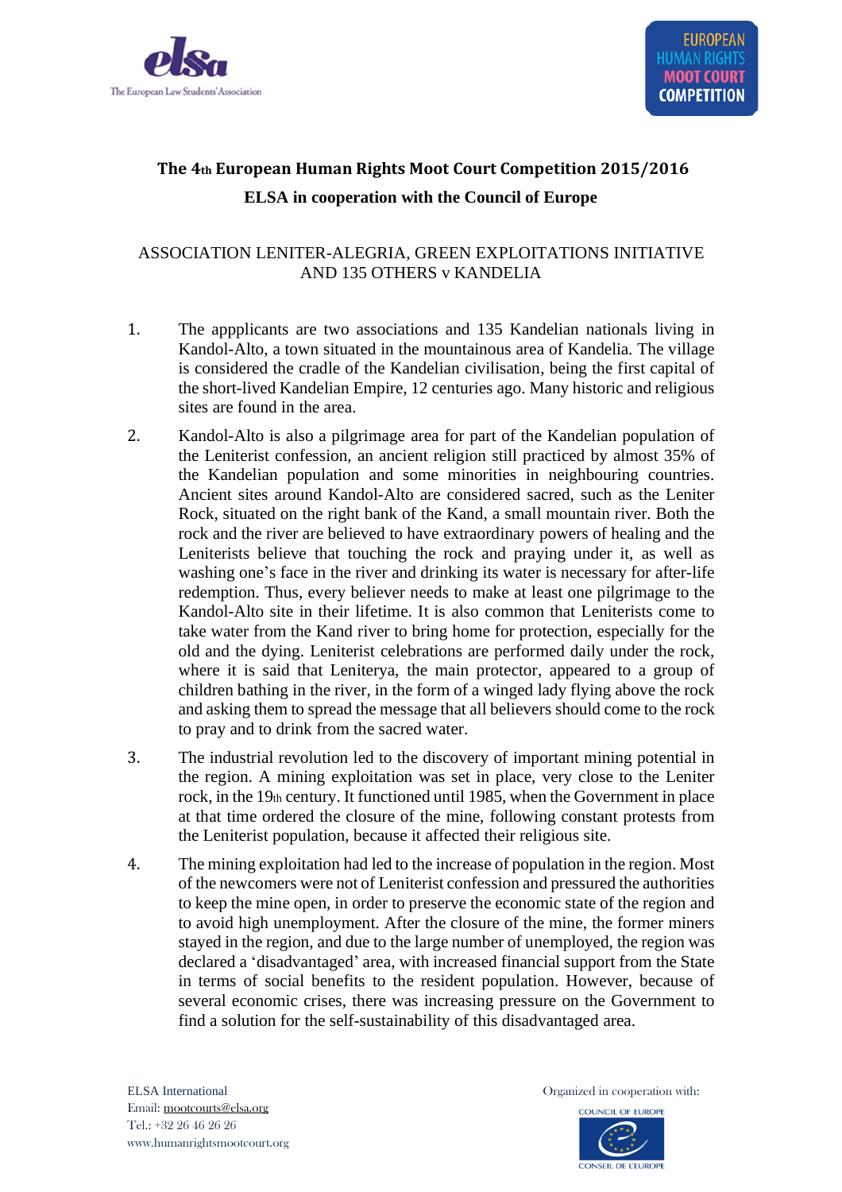## The 4th European Human Rights Moot Court Competition 2015/2016

## ELSA in cooperation with the Council of Europe

ASSOCIATION LENITER-ALEGRIA, GREEN EXPLOITATIONS INITIATIVE AND 135 OTHERS v KANDELIA

1. The appplicants are two associations and 135 Kandelian nationals living in Kandol-Alto, a town situated in the mountainous area of Kandelia. The village is considered the cradle of the Kandelian civilisation, being the first capital of the short-lived Kandelian Empire, 12 centuries ago. Many historic and religious sites are found in the area.

2. Kandol-Alto is also a pilgrimage area for part of the Kandelian population of the Leniterist confession, an ancient religion still practiced by almost 35% of the Kandelian population and some minorities in neighbouring countries. Ancient sites around Kandol-Alto are considered sacred, such as the Leniter Rock, situated on the right bank of the Kand, a small mountain river. Both the rock and the river are believed to have extraordinary powers of healing and the Leniterists believe that touching the rock and praying under it, as well as washing one's face in the river and drinking its water is necessary for after-life redemption. Thus, every believer needs to make at least one pilgrimage to the Kandol-Alto site in their lifetime. It is also common that Leniterists come to take water from the Kand river to bring home for protection, especially for the old and the dying. Leniterist celebrations are performed daily under the rock, where it is said that Leniterya, the main protector, appeared to a group of children bathing in the river, in the form of a winged lady flying above the rock and asking them to spread the message that all believers should come to the rock to pray and to drink from the sacred water.

3. The industrial revolution led to the discovery of important mining potential in the region. A mining exploitation was set in place, very close to the Leniter rock, in the 19th century. It functioned until 1985, when the Government in place at that time ordered the closure of the mine, following constant protests from the Leniterist population, because it affected their religious site.

4. The mining exploitation had led to the increase of population in the region. Most of the newcomers were not of Leniterist confession and pressured the authorities to keep the mine open, in order to preserve the economic state of the region and to avoid high unemployment. After the closure of the mine, the former miners stayed in the region, and due to the large number of unemployed, the region was declared a 'disadvantaged' area, with increased financial support from the State in terms of social benefits to the resident population. However, because of several economic crises, there was increasing pressure on the Government to find a solution for the self-sustainability of this disadvantaged area.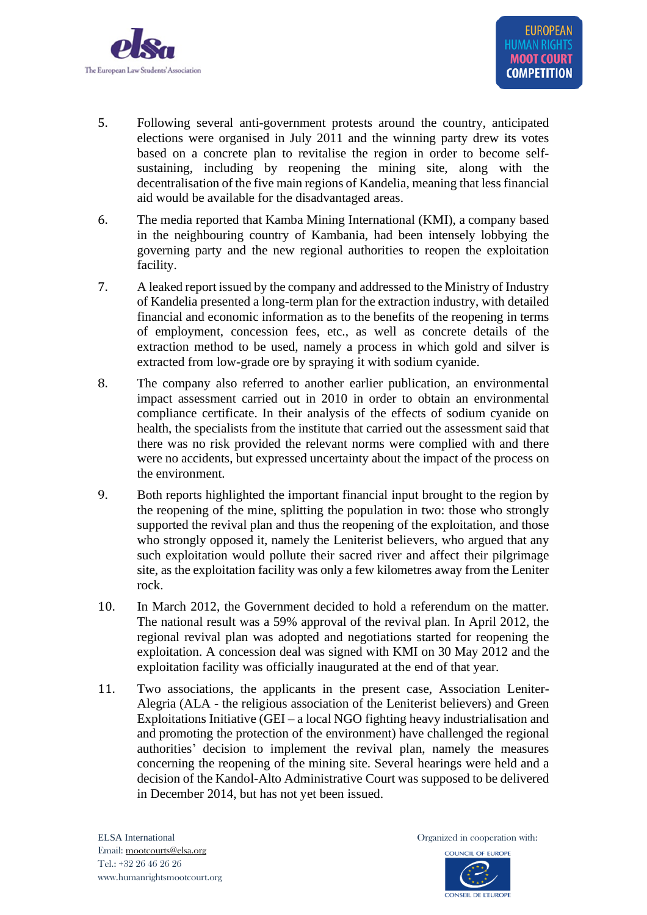5. Following several anti-government protests around the country, anticipated elections were organised in July 2011 and the winning party drew its votes based on a concrete plan to revitalise the region in order to become self-sustaining, including by reopening the mining site, along with the decentralisation of the five main regions of Kandelia, meaning that less financial aid would be available for the disadvantaged areas.

6. The media reported that Kamba Mining International (KMI), a company based in the neighbouring country of Kambania, had been intensely lobbying the governing party and the new regional authorities to reopen the exploitation facility.

7. A leaked report issued by the company and addressed to the Ministry of Industry of Kandelia presented a long-term plan for the extraction industry, with detailed financial and economic information as to the benefits of the reopening in terms of employment, concession fees, etc., as well as concrete details of the extraction method to be used, namely a process in which gold and silver is extracted from low-grade ore by spraying it with sodium cyanide.

8. The company also referred to another earlier publication, an environmental impact assessment carried out in 2010 in order to obtain an environmental compliance certificate. In their analysis of the effects of sodium cyanide on health, the specialists from the institute that carried out the assessment said that there was no risk provided the relevant norms were complied with and there were no accidents, but expressed uncertainty about the impact of the process on the environment.

9. Both reports highlighted the important financial input brought to the region by the reopening of the mine, splitting the population in two: those who strongly supported the revival plan and thus the reopening of the exploitation, and those who strongly opposed it, namely the Leniterist believers, who argued that any such exploitation would pollute their sacred river and affect their pilgrimage site, as the exploitation facility was only a few kilometres away from the Leniter rock.

10. In March 2012, the Government decided to hold a referendum on the matter. The national result was a 59% approval of the revival plan. In April 2012, the regional revival plan was adopted and negotiations started for reopening the exploitation. A concession deal was signed with KMI on 30 May 2012 and the exploitation facility was officially inaugurated at the end of that year.

11. Two associations, the applicants in the present case, Association Leniter-Alegria (ALA - the religious association of the Leniterist believers) and Green Exploitations Initiative (GEI – a local NGO fighting heavy industrialisation and and promoting the protection of the environment) have challenged the regional authorities' decision to implement the revival plan, namely the measures concerning the reopening of the mining site. Several hearings were held and a decision of the Kandol-Alto Administrative Court was supposed to be delivered in December 2014, but has not yet been issued.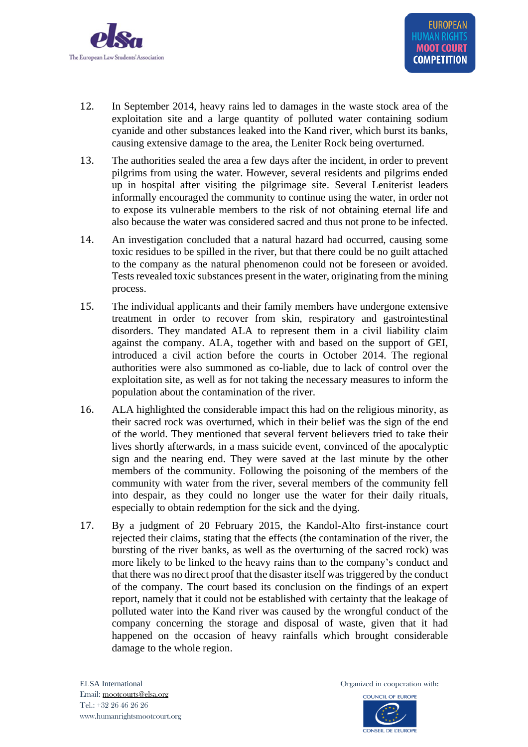12. In September 2014, heavy rains led to damages in the waste stock area of the exploitation site and a large quantity of polluted water containing sodium cyanide and other substances leaked into the Kand river, which burst its banks, causing extensive damage to the area, the Leniter Rock being overturned.

13. The authorities sealed the area a few days after the incident, in order to prevent pilgrims from using the water. However, several residents and pilgrims ended up in hospital after visiting the pilgrimage site. Several Leniterist leaders informally encouraged the community to continue using the water, in order not to expose its vulnerable members to the risk of not obtaining eternal life and also because the water was considered sacred and thus not prone to be infected.

14. An investigation concluded that a natural hazard had occurred, causing some toxic residues to be spilled in the river, but that there could be no guilt attached to the company as the natural phenomenon could not be foreseen or avoided. Tests revealed toxic substances present in the water, originating from the mining process.

15. The individual applicants and their family members have undergone extensive treatment in order to recover from skin, respiratory and gastrointestinal disorders. They mandated ALA to represent them in a civil liability claim against the company. ALA, together with and based on the support of GEI, introduced a civil action before the courts in October 2014. The regional authorities were also summoned as co-liable, due to lack of control over the exploitation site, as well as for not taking the necessary measures to inform the population about the contamination of the river.

16. ALA highlighted the considerable impact this had on the religious minority, as their sacred rock was overturned, which in their belief was the sign of the end of the world. They mentioned that several fervent believers tried to take their lives shortly afterwards, in a mass suicide event, convinced of the apocalyptic sign and the nearing end. They were saved at the last minute by the other members of the community. Following the poisoning of the members of the community with water from the river, several members of the community fell into despair, as they could no longer use the water for their daily rituals, especially to obtain redemption for the sick and the dying.

17. By a judgment of 20 February 2015, the Kandol-Alto first-instance court rejected their claims, stating that the effects (the contamination of the river, the bursting of the river banks, as well as the overturning of the sacred rock) was more likely to be linked to the heavy rains than to the company's conduct and that there was no direct proof that the disaster itself was triggered by the conduct of the company. The court based its conclusion on the findings of an expert report, namely that it could not be established with certainty that the leakage of polluted water into the Kand river was caused by the wrongful conduct of the company concerning the storage and disposal of waste, given that it had happened on the occasion of heavy rainfalls which brought considerable damage to the whole region.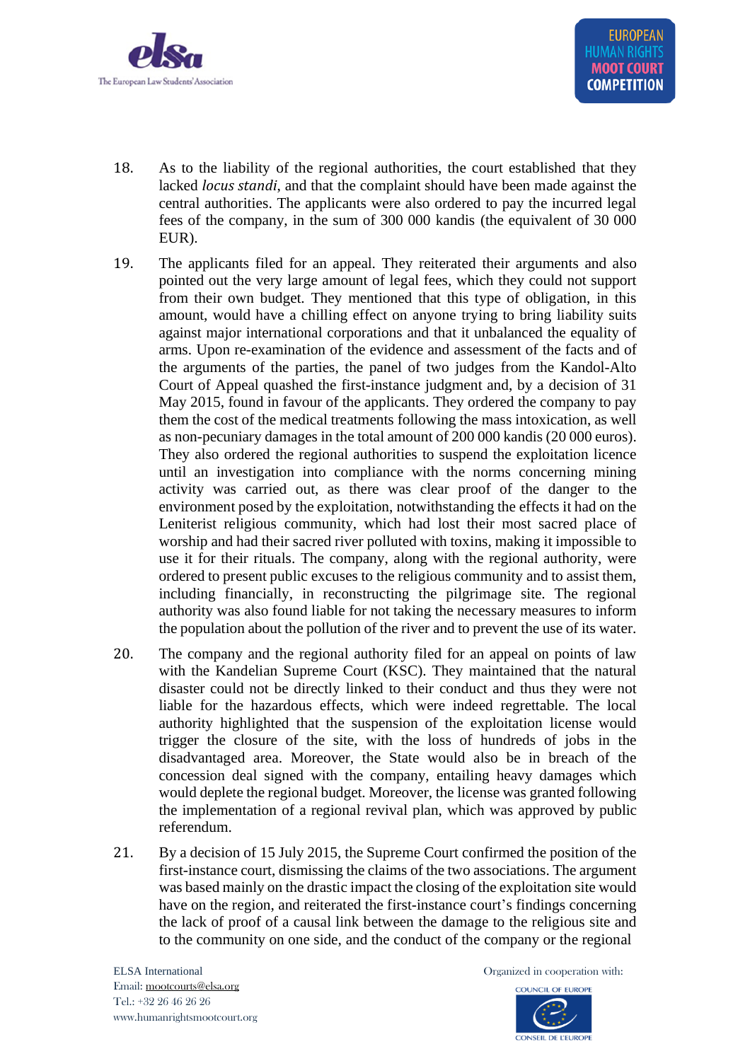18. As to the liability of the regional authorities, the court established that they lacked *locus standi*, and that the complaint should have been made against the central authorities. The applicants were also ordered to pay the incurred legal fees of the company, in the sum of 300 000 kandis (the equivalent of 30 000 EUR).

19. The applicants filed for an appeal. They reiterated their arguments and also pointed out the very large amount of legal fees, which they could not support from their own budget. They mentioned that this type of obligation, in this amount, would have a chilling effect on anyone trying to bring liability suits against major international corporations and that it unbalanced the equality of arms. Upon re-examination of the evidence and assessment of the facts and of the arguments of the parties, the panel of two judges from the Kandol-Alto Court of Appeal quashed the first-instance judgment and, by a decision of 31 May 2015, found in favour of the applicants. They ordered the company to pay them the cost of the medical treatments following the mass intoxication, as well as non-pecuniary damages in the total amount of 200 000 kandis (20 000 euros). They also ordered the regional authorities to suspend the exploitation licence until an investigation into compliance with the norms concerning mining activity was carried out, as there was clear proof of the danger to the environment posed by the exploitation, notwithstanding the effects it had on the Leniterist religious community, which had lost their most sacred place of worship and had their sacred river polluted with toxins, making it impossible to use it for their rituals. The company, along with the regional authority, were ordered to present public excuses to the religious community and to assist them, including financially, in reconstructing the pilgrimage site. The regional authority was also found liable for not taking the necessary measures to inform the population about the pollution of the river and to prevent the use of its water.

20. The company and the regional authority filed for an appeal on points of law with the Kandelian Supreme Court (KSC). They maintained that the natural disaster could not be directly linked to their conduct and thus they were not liable for the hazardous effects, which were indeed regrettable. The local authority highlighted that the suspension of the exploitation license would trigger the closure of the site, with the loss of hundreds of jobs in the disadvantaged area. Moreover, the State would also be in breach of the concession deal signed with the company, entailing heavy damages which would deplete the regional budget. Moreover, the license was granted following the implementation of a regional revival plan, which was approved by public referendum.

21. By a decision of 15 July 2015, the Supreme Court confirmed the position of the first-instance court, dismissing the claims of the two associations. The argument was based mainly on the drastic impact the closing of the exploitation site would have on the region, and reiterated the first-instance court's findings concerning the lack of proof of a causal link between the damage to the religious site and to the community on one side, and the conduct of the company or the regional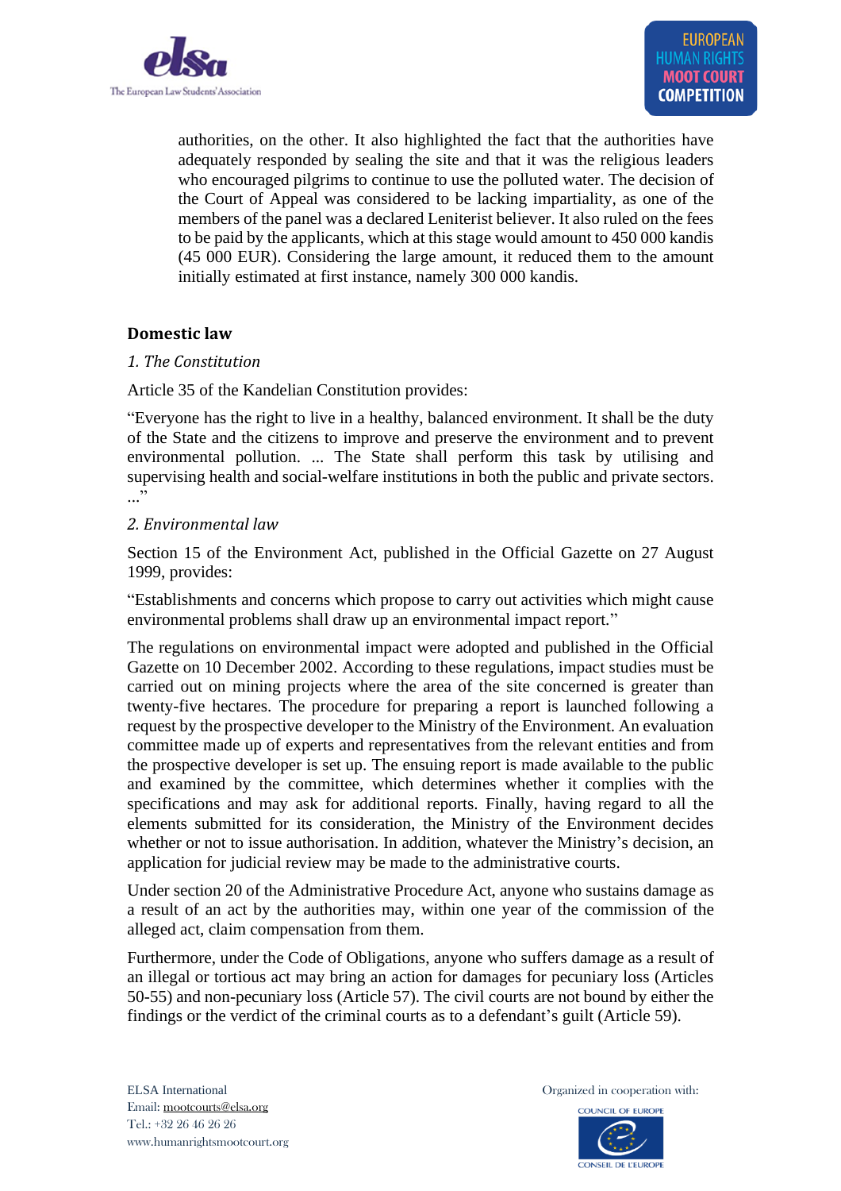authorities, on the other. It also highlighted the fact that the authorities have adequately responded by sealing the site and that it was the religious leaders who encouraged pilgrims to continue to use the polluted water. The decision of the Court of Appeal was considered to be lacking impartiality, as one of the members of the panel was a declared Leniterist believer. It also ruled on the fees to be paid by the applicants, which at this stage would amount to 450 000 kandis (45 000 EUR). Considering the large amount, it reduced them to the amount initially estimated at first instance, namely 300 000 kandis.

## Domestic law

### *1. The Constitution*

Article 35 of the Kandelian Constitution provides:

"Everyone has the right to live in a healthy, balanced environment. It shall be the duty of the State and the citizens to improve and preserve the environment and to prevent environmental pollution. ... The State shall perform this task by utilising and supervising health and social-welfare institutions in both the public and private sectors. ..."

### *2. Environmental law*

Section 15 of the Environment Act, published in the Official Gazette on 27 August 1999, provides:

"Establishments and concerns which propose to carry out activities which might cause environmental problems shall draw up an environmental impact report."

The regulations on environmental impact were adopted and published in the Official Gazette on 10 December 2002. According to these regulations, impact studies must be carried out on mining projects where the area of the site concerned is greater than twenty-five hectares. The procedure for preparing a report is launched following a request by the prospective developer to the Ministry of the Environment. An evaluation committee made up of experts and representatives from the relevant entities and from the prospective developer is set up. The ensuing report is made available to the public and examined by the committee, which determines whether it complies with the specifications and may ask for additional reports. Finally, having regard to all the elements submitted for its consideration, the Ministry of the Environment decides whether or not to issue authorisation. In addition, whatever the Ministry's decision, an application for judicial review may be made to the administrative courts.

Under section 20 of the Administrative Procedure Act, anyone who sustains damage as a result of an act by the authorities may, within one year of the commission of the alleged act, claim compensation from them.

Furthermore, under the Code of Obligations, anyone who suffers damage as a result of an illegal or tortious act may bring an action for damages for pecuniary loss (Articles 50-55) and non-pecuniary loss (Article 57). The civil courts are not bound by either the findings or the verdict of the criminal courts as to a defendant's guilt (Article 59).